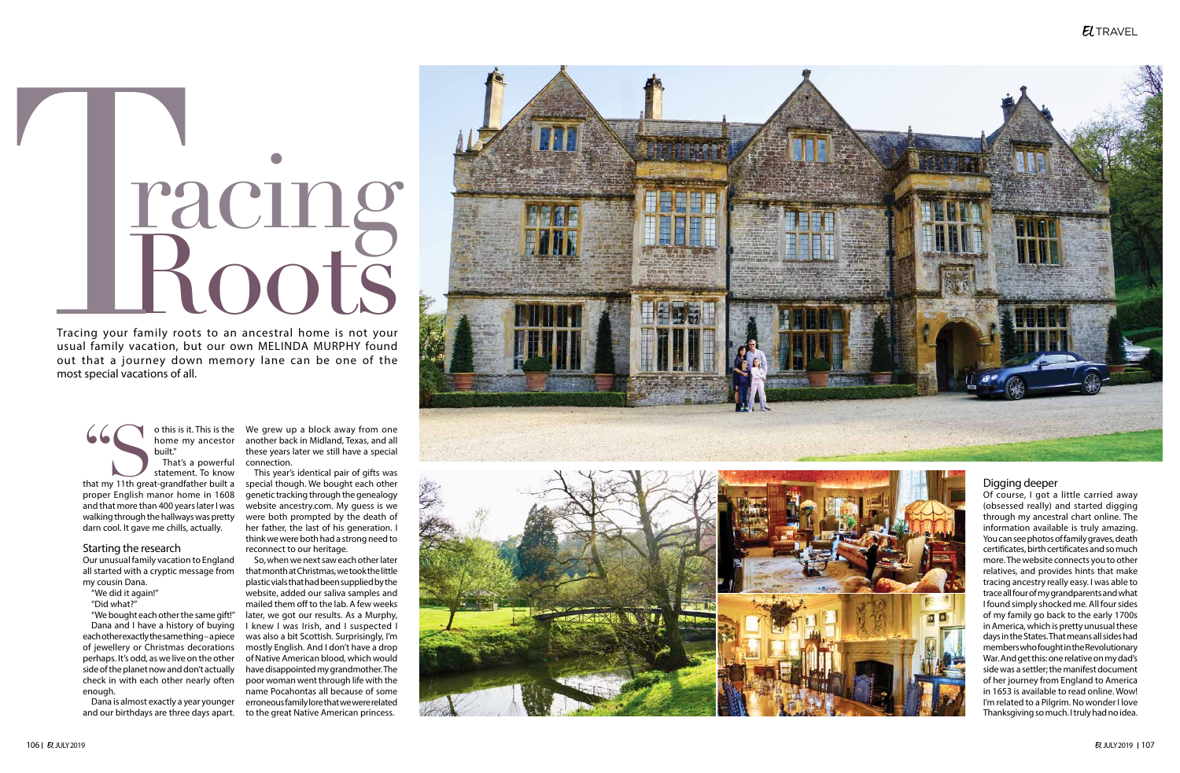# Tracing Roots

Tracing your family roots to an ancestral home is not your usual family vacation, but our own MELINDA MURPHY found out that a journey down memory lane can be one of the most special vacations of all.

"So this is it. This is the home my ancestor built."

That's a powerful statement. To know that my 11th great-grandfather built a proper English manor home in 1608 and that more than 400 years later I was walking through the hallways was pretty darn cool. It gave me chills, actually.

## Starting the research

Our unusual family vacation to England all started with a cryptic message from my cousin Dana.

"We did it again!"

"Did what?"

"We bought each other the same gift!"

Dana and I have a history of buying each other exactly the same thing – a piece of jewellery or Christmas decorations perhaps. It's odd, as we live on the other side of the planet now and don't actually check in with each other nearly often enough.

Dana is almost exactly a year younger and our birthdays are three days apart. We grew up a block away from one another back in Midland, Texas, and all these years later we still have a special connection.

This year's identical pair of gifts was special though. We bought each other genetic tracking through the genealogy website ancestry.com. My guess is we were both prompted by the death of her father, the last of his generation. I think we were both had a strong need to reconnect to our heritage.

So, when we next saw each other later that month at Christmas, we took the little plastic vials that had been supplied by the website, added our saliva samples and mailed them off to the lab. A few weeks later, we got our results. As a Murphy, I knew I was Irish, and I suspected I was also a bit Scottish. Surprisingly, I'm mostly English. And I don't have a drop of Native American blood, which would have disappointed my grandmother. The poor woman went through life with the name Pocahontas all because of some erroneous family lore that we were related to the great Native American princess.

## Digging deeper

Of course, I got a little carried away (obsessed really) and started digging through my ancestral chart online. The information available is truly amazing. You can see photos of family graves, death certificates, birth certificates and so much more. The website connects you to other relatives, and provides hints that make tracing ancestry really easy. I was able to trace all four of my grandparents and what I found simply shocked me. All four sides of my family go back to the early 1700s in America, which is pretty unusual these days in the States. That means all sides had members who fought in the Revolutionary War. And get this: one relative on my dad's side was a settler; the manifest document of her journey from England to America in 1653 is available to read online. Wow! I'm related to a Pilgrim. No wonder I love Thanksgiving so much. I truly had no idea.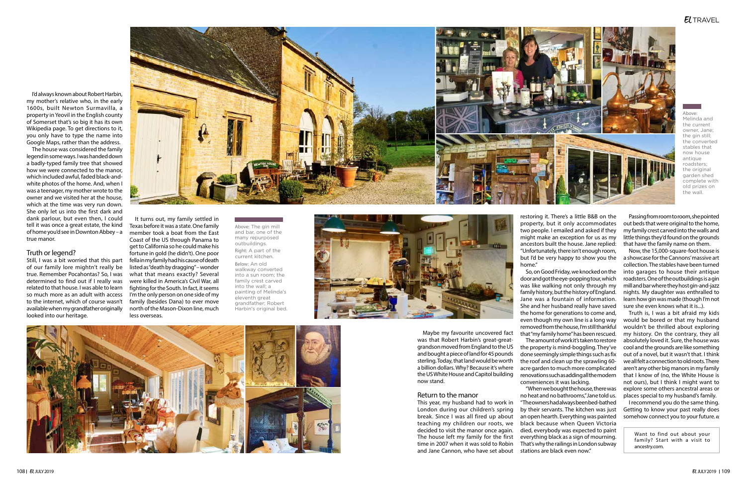I'd always known about Robert Harbin, my mother's relative who, in the early 1600s, built Newton Surmavilla, a property in Yeovil in the English county of Somerset that's so big it has its own Wikipedia page. To get directions to it, you only have to type the name into Google Maps, rather than the address.

The house was considered the family legend in some ways. I was handed down a badly-typed family tree that showed how we were connected to the manor, which included awful, faded black-and-white photos of the home. And, when I was a teenager, my mother wrote to the owner and we visited her at the house, which at the time was very run down. She only let us into the first dark and dank parlour, but even then, I could tell it was once a great estate, the kind of home you'd see in Downton Abbey – a true manor.

## Truth or legend?

Still, I was a bit worried that this part of our family lore mightn't really be true. Remember Pocahontas? So, I was determined to find out if I really was related to that house. I was able to learn so much more as an adult with access to the internet, which of course wasn't available when my grandfather originally looked into our heritage.

It turns out, my family settled in Texas before it was a state. One family member took a boat from the East Coast of the US through Panama to get to California so he could make his fortune in gold (he didn't). One poor fella in my family had his cause of death listed as "death by dragging" – wonder what that means exactly? Several were killed in America's Civil War, all fighting for the South. In fact, it seems I'm the only person on one side of my family (besides Dana) to ever move north of the Mason-Dixon line, much less overseas.

Above: The gin mill and bar, one of the many repurposed outbuildings.
Right: A part of the current kitchen.
Below: An old walkway converted into a sun room; the family crest carved into the wall; a painting of Melinda's eleventh great grandfather; Robert Harbin's original bed.

Maybe my favourite uncovered fact was that Robert Harbin's great-great-grandson moved from England to the US and bought a piece of land for 45 pounds sterling. Today, that land would be worth a billion dollars. Why? Because it's where the US White House and Capitol building now stand.

## Return to the manor

This year, my husband had to work in London during our children's spring break. Since I was all fired up about teaching my children our roots, we decided to visit the manor once again. The house left my family for the first time in 2007 when it was sold to Robin and Jane Cannon, who have set about restoring it. There's a little B&B on the property, but it only accommodates two people. I emailed and asked if they might make an exception for us as my ancestors built the house. Jane replied: "Unfortunately, there isn't enough room, but I'd be very happy to show you the home."

So, on Good Friday, we knocked on the door and got the eye-popping tour, which was like walking not only through my family history, but the history of England. Jane was a fountain of information. She and her husband really have saved the home for generations to come and, even though my own line is a long way removed from the house, I'm still thankful that "my family home" has been rescued.

The amount of work it's taken to restore the property is mind-boggling. They've done seemingly simple things such as fix the roof and clean up the sprawling 60-acre garden to much more complicated renovations such as adding all the modern conveniences it was lacking.

"When we bought the house, there was no heat and no bathrooms," Jane told us. "The owners had always been bed-bathed by their servants. The kitchen was just an open hearth. Everything was painted black because when Queen Victoria died, everybody was expected to paint everything black as a sign of mourning. That's why the railings in London subway stations are black even now."

Passing from room to room, she pointed out beds that were original to the home, my family crest carved into the walls and little things they'd found on the grounds that have the family name on them.

Now, the 15,000-square-foot house is a showcase for the Cannons' massive art collection. The stables have been turned into garages to house their antique roadsters. One of the outbuildings is a gin mill and bar where they host gin-and-jazz nights. My daughter was enthralled to learn how gin was made (though I'm not sure she even knows what it is...).

Truth is, I was a bit afraid my kids would be bored or that my husband wouldn't be thrilled about exploring my history. On the contrary, they all absolutely loved it. Sure, the house was cool and the grounds are like something out of a novel, but it wasn't that. I think we all felt a connection to old roots. There aren't any other big manors in my family that I know of (no, the White House is not ours), but I think I might want to explore some others ancestral areas or places special to my husband's family.

I recommend you do the same thing. Getting to know your past really does somehow connect you to your future.

Above: Melinda and the current owner, Jane; the gin still; the converted stables that now house antique roadsters; the original garden shed complete with old prizes on the wall.

Want to find out about your family? Start with a visit to ancestry.com.